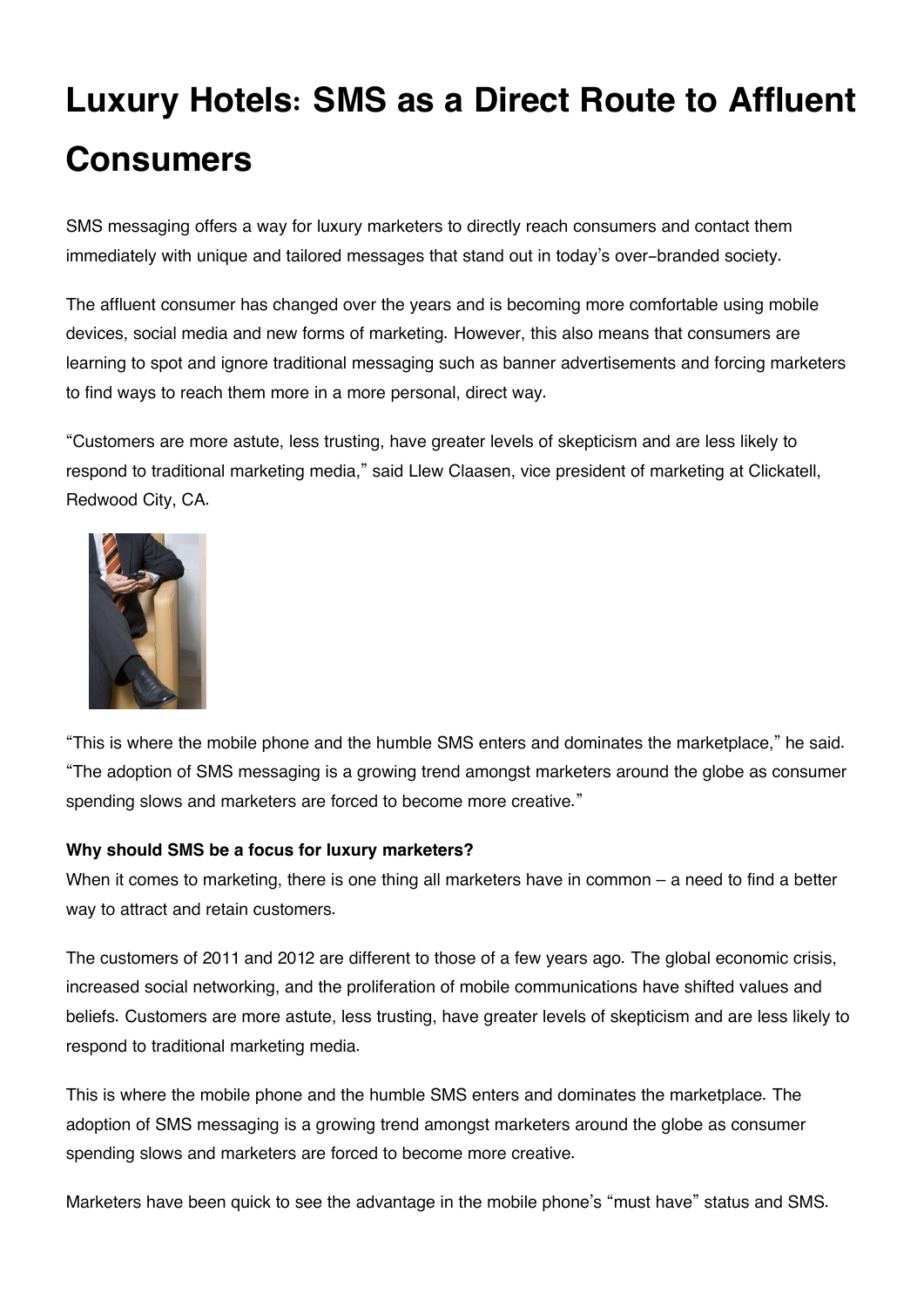# Luxury Hotels: SMS as a Direct Route to Affluent Consumers

SMS messaging offers a way for luxury marketers to directly reach consumers and contact them immediately with unique and tailored messages that stand out in today's over-branded society.

The affluent consumer has changed over the years and is becoming more comfortable using mobile devices, social media and new forms of marketing. However, this also means that consumers are learning to spot and ignore traditional messaging such as banner advertisements and forcing marketers to find ways to reach them more in a more personal, direct way.

"Customers are more astute, less trusting, have greater levels of skepticism and are less likely to respond to traditional marketing media," said Llew Claasen, vice president of marketing at Clickatell, Redwood City, CA.

"This is where the mobile phone and the humble SMS enters and dominates the marketplace," he said. "The adoption of SMS messaging is a growing trend amongst marketers around the globe as consumer spending slows and marketers are forced to become more creative."

**Why should SMS be a focus for luxury marketers?**

When it comes to marketing, there is one thing all marketers have in common – a need to find a better way to attract and retain customers.

The customers of 2011 and 2012 are different to those of a few years ago. The global economic crisis, increased social networking, and the proliferation of mobile communications have shifted values and beliefs. Customers are more astute, less trusting, have greater levels of skepticism and are less likely to respond to traditional marketing media.

This is where the mobile phone and the humble SMS enters and dominates the marketplace. The adoption of SMS messaging is a growing trend amongst marketers around the globe as consumer spending slows and marketers are forced to become more creative.

Marketers have been quick to see the advantage in the mobile phone's "must have" status and SMS.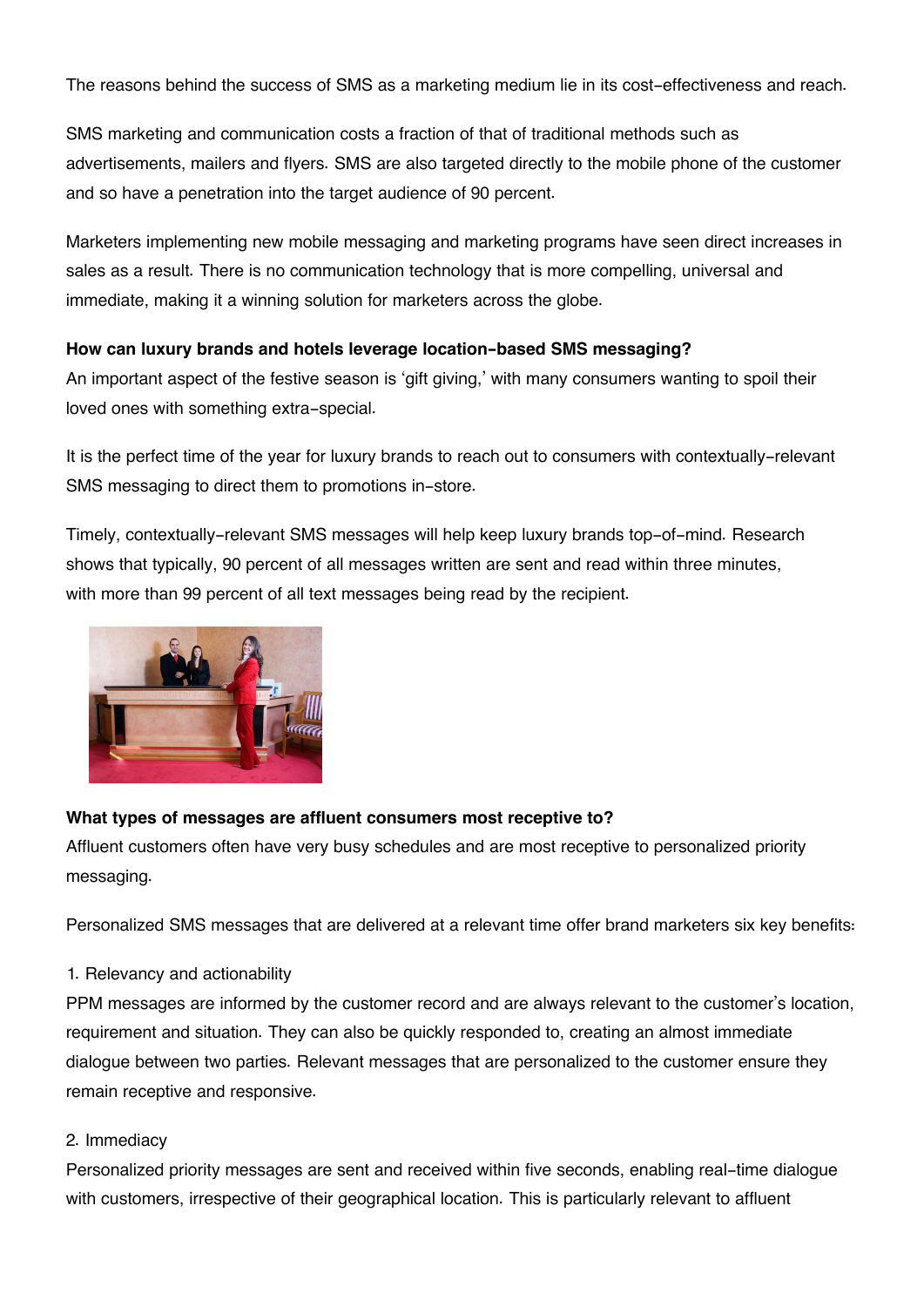The reasons behind the success of SMS as a marketing medium lie in its cost-effectiveness and reach.

SMS marketing and communication costs a fraction of that of traditional methods such as advertisements, mailers and flyers. SMS are also targeted directly to the mobile phone of the customer and so have a penetration into the target audience of 90 percent.

Marketers implementing new mobile messaging and marketing programs have seen direct increases in sales as a result. There is no communication technology that is more compelling, universal and immediate, making it a winning solution for marketers across the globe.

**How can luxury brands and hotels leverage location-based SMS messaging?**

An important aspect of the festive season is 'gift giving,' with many consumers wanting to spoil their loved ones with something extra-special.

It is the perfect time of the year for luxury brands to reach out to consumers with contextually-relevant SMS messaging to direct them to promotions in-store.

Timely, contextually-relevant SMS messages will help keep luxury brands top-of-mind. Research shows that typically, 90 percent of all messages written are sent and read within three minutes, with more than 99 percent of all text messages being read by the recipient.

**What types of messages are affluent consumers most receptive to?**

Affluent customers often have very busy schedules and are most receptive to personalized priority messaging.

Personalized SMS messages that are delivered at a relevant time offer brand marketers six key benefits:

1. Relevancy and actionability

PPM messages are informed by the customer record and are always relevant to the customer's location, requirement and situation. They can also be quickly responded to, creating an almost immediate dialogue between two parties. Relevant messages that are personalized to the customer ensure they remain receptive and responsive.

2. Immediacy

Personalized priority messages are sent and received within five seconds, enabling real-time dialogue with customers, irrespective of their geographical location. This is particularly relevant to affluent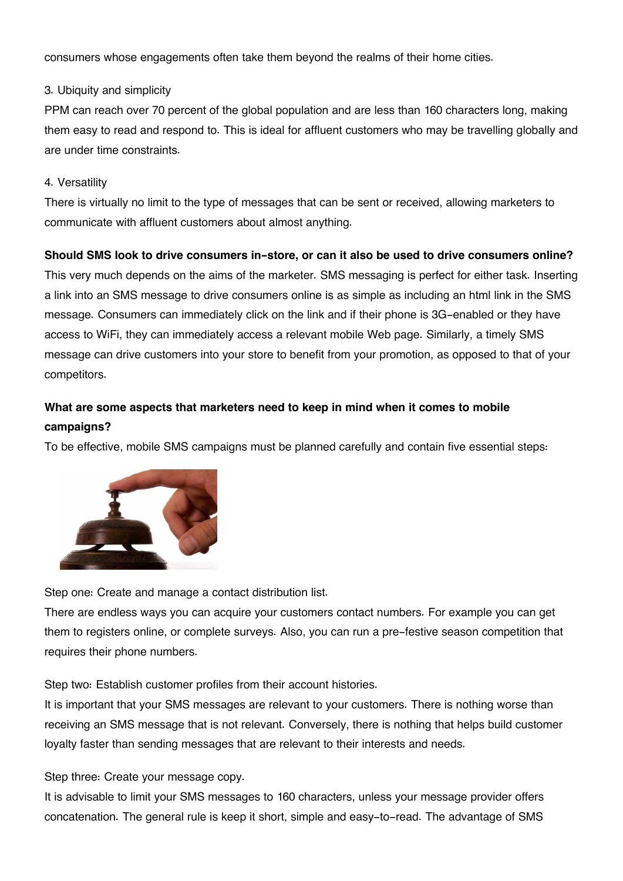consumers whose engagements often take them beyond the realms of their home cities.

3. Ubiquity and simplicity

PPM can reach over 70 percent of the global population and are less than 160 characters long, making them easy to read and respond to. This is ideal for affluent customers who may be travelling globally and are under time constraints.

4. Versatility

There is virtually no limit to the type of messages that can be sent or received, allowing marketers to communicate with affluent customers about almost anything.

**Should SMS look to drive consumers in-store, or can it also be used to drive consumers online?**

This very much depends on the aims of the marketer. SMS messaging is perfect for either task. Inserting a link into an SMS message to drive consumers online is as simple as including an html link in the SMS message. Consumers can immediately click on the link and if their phone is 3G-enabled or they have access to WiFi, they can immediately access a relevant mobile Web page. Similarly, a timely SMS message can drive customers into your store to benefit from your promotion, as opposed to that of your competitors.

**What are some aspects that marketers need to keep in mind when it comes to mobile campaigns?**

To be effective, mobile SMS campaigns must be planned carefully and contain five essential steps:

Step one: Create and manage a contact distribution list.

There are endless ways you can acquire your customers contact numbers. For example you can get them to registers online, or complete surveys. Also, you can run a pre-festive season competition that requires their phone numbers.

Step two: Establish customer profiles from their account histories.

It is important that your SMS messages are relevant to your customers. There is nothing worse than receiving an SMS message that is not relevant. Conversely, there is nothing that helps build customer loyalty faster than sending messages that are relevant to their interests and needs.

Step three: Create your message copy.

It is advisable to limit your SMS messages to 160 characters, unless your message provider offers concatenation. The general rule is keep it short, simple and easy-to-read. The advantage of SMS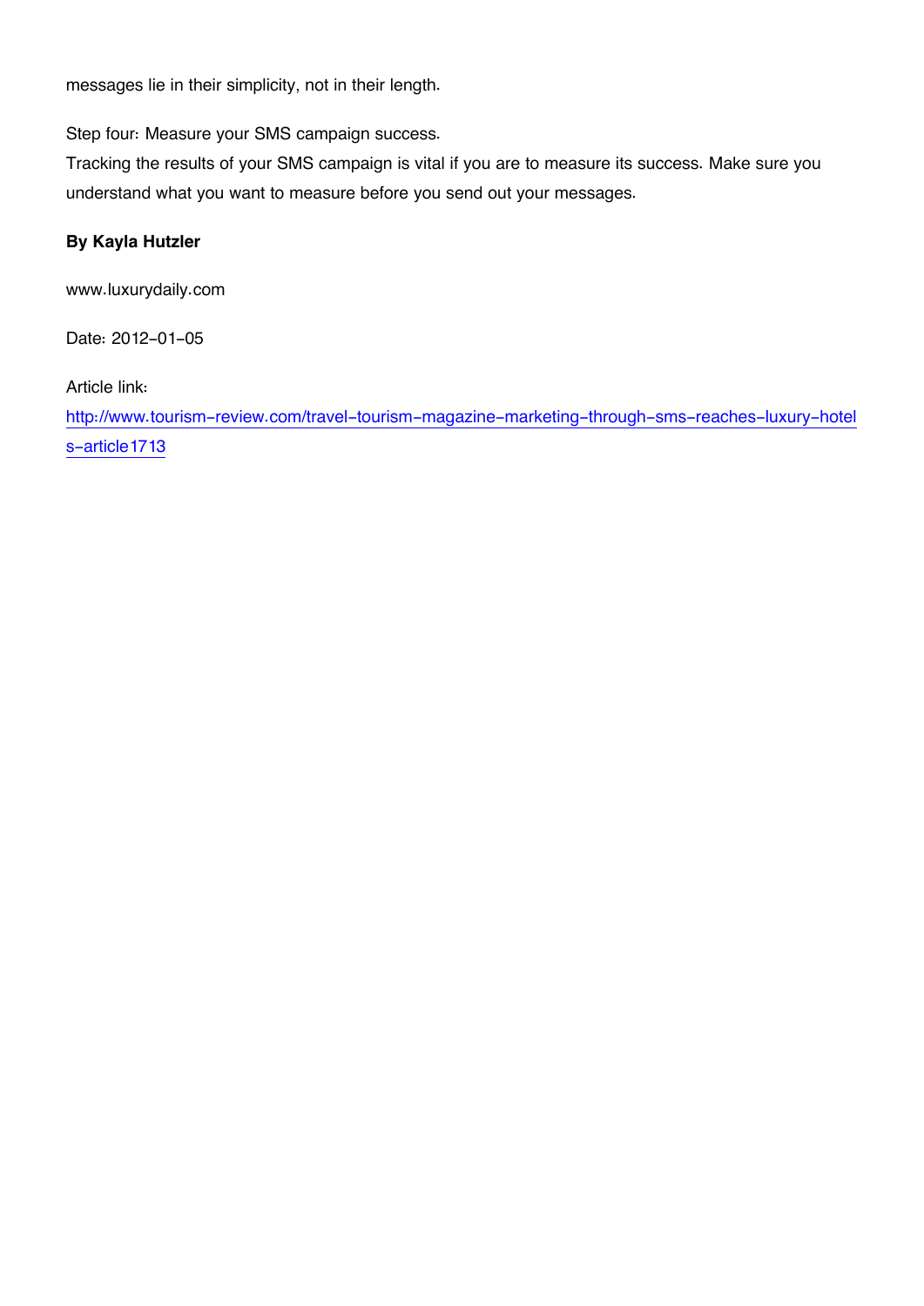messages lie in their simplicity, not in their length.

Step four: Measure your SMS campaign success.
Tracking the results of your SMS campaign is vital if you are to measure its success. Make sure you understand what you want to measure before you send out your messages.

**By Kayla Hutzler**

www.luxurydaily.com

Date: 2012-01-05

Article link:
[http://www.tourism-review.com/travel-tourism-magazine-marketing-through-sms-reaches-luxury-hotels-article1713](http://www.tourism-review.com/travel-tourism-magazine-marketing-through-sms-reaches-luxury-hotels-article1713)